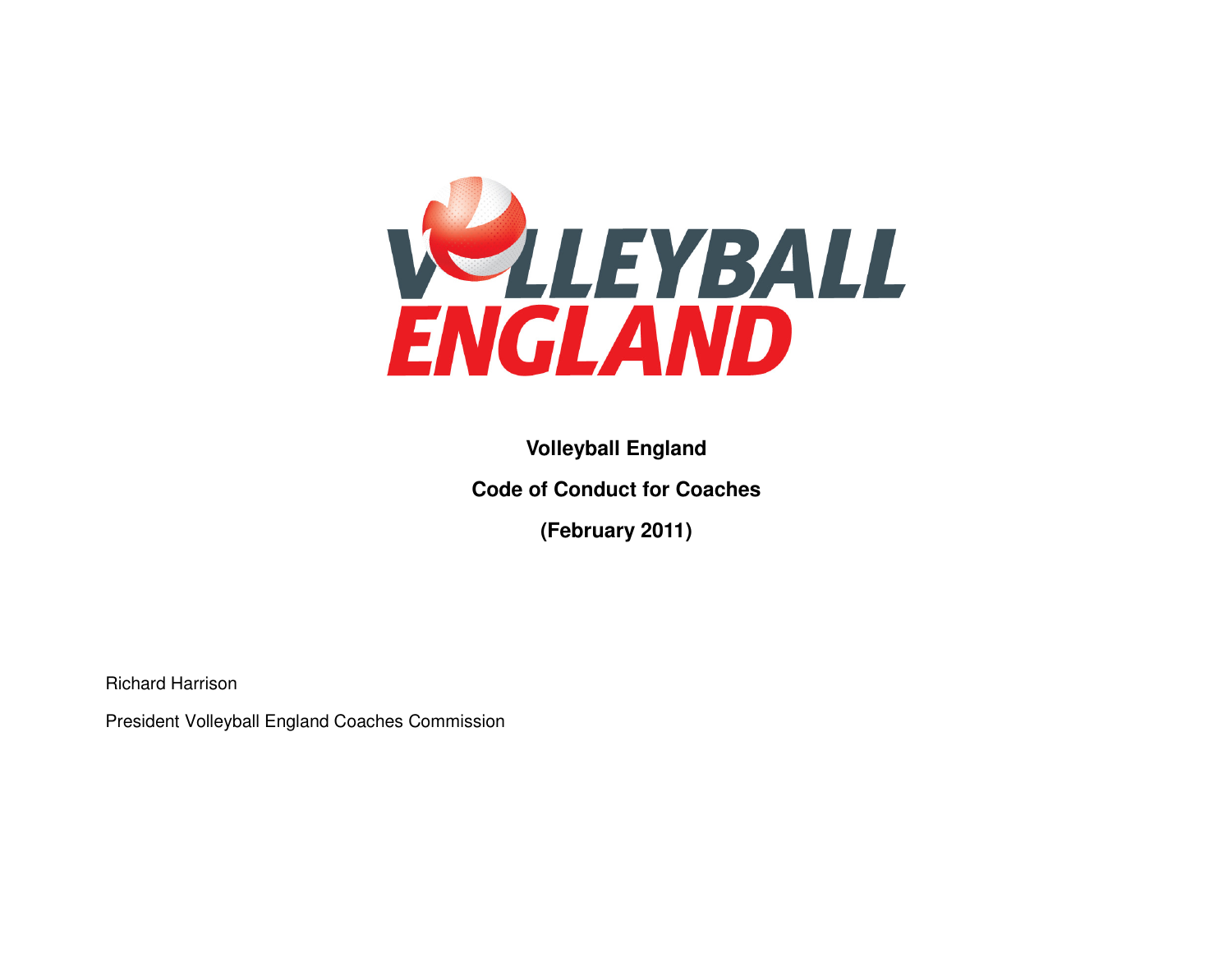**Volleyball England**

**Code of Conduct for Coaches**

**(February 2011)**

Richard Harrison

President Volleyball England Coaches Commission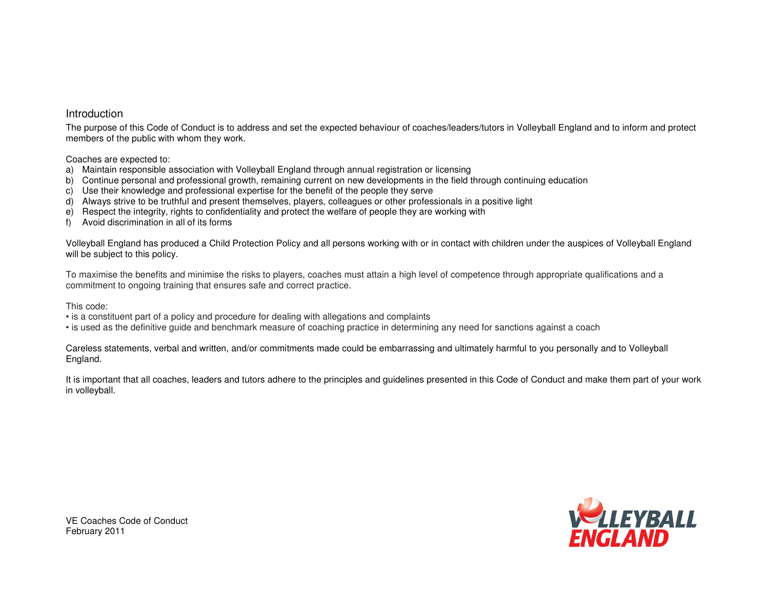## Introduction

The purpose of this Code of Conduct is to address and set the expected behaviour of coaches/leaders/tutors in Volleyball England and to inform and protect members of the public with whom they work.

Coaches are expected to:

a) Maintain responsible association with Volleyball England through annual registration or licensing
b) Continue personal and professional growth, remaining current on new developments in the field through continuing education
c) Use their knowledge and professional expertise for the benefit of the people they serve
d) Always strive to be truthful and present themselves, players, colleagues or other professionals in a positive light
e) Respect the integrity, rights to confidentiality and protect the welfare of people they are working with
f) Avoid discrimination in all of its forms

Volleyball England has produced a Child Protection Policy and all persons working with or in contact with children under the auspices of Volleyball England will be subject to this policy.

To maximise the benefits and minimise the risks to players, coaches must attain a high level of competence through appropriate qualifications and a commitment to ongoing training that ensures safe and correct practice.

This code:

- is a constituent part of a policy and procedure for dealing with allegations and complaints
- is used as the definitive guide and benchmark measure of coaching practice in determining any need for sanctions against a coach

Careless statements, verbal and written, and/or commitments made could be embarrassing and ultimately harmful to you personally and to Volleyball England.

It is important that all coaches, leaders and tutors adhere to the principles and guidelines presented in this Code of Conduct and make them part of your work in volleyball.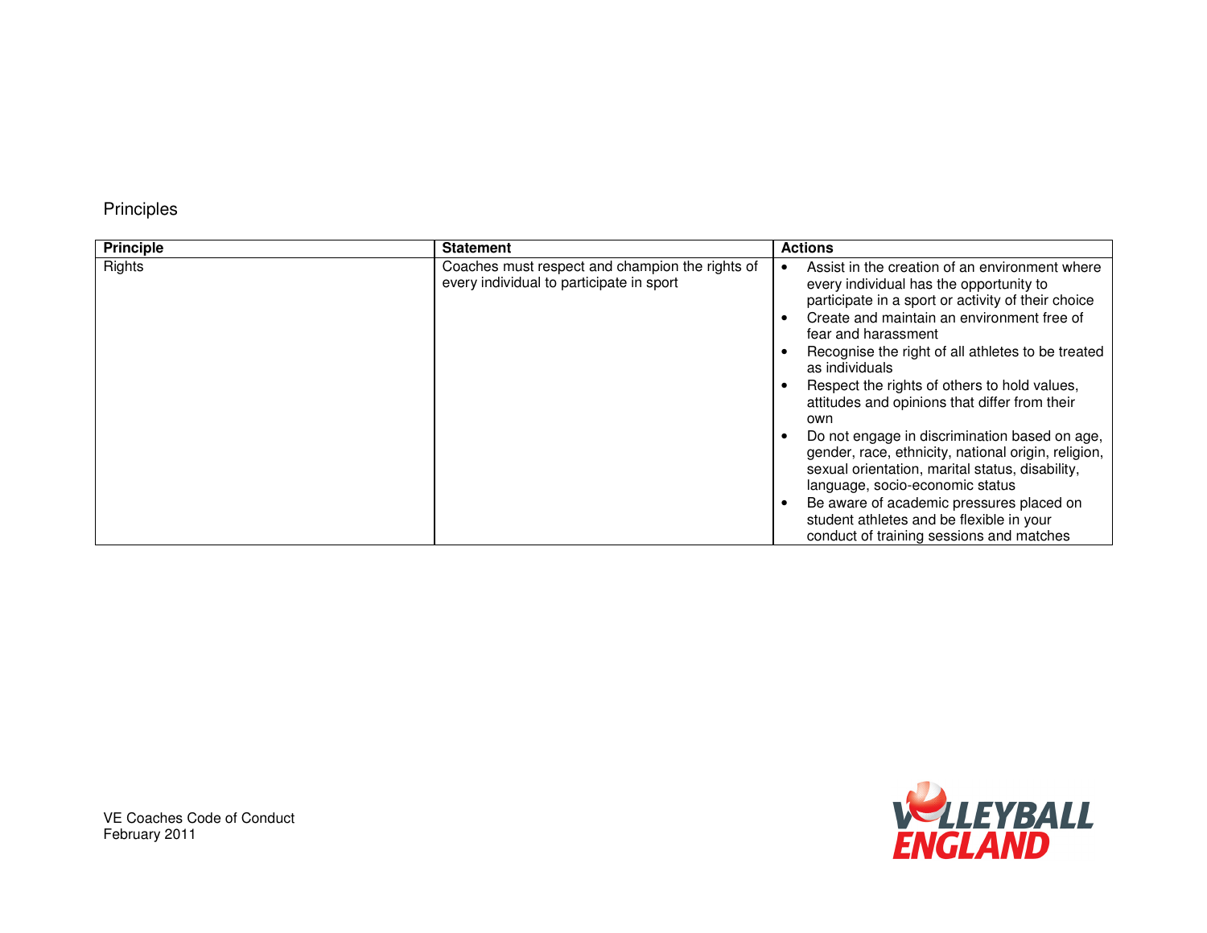## Principles

| Principle | Statement | Actions |
| --- | --- | --- |
| Rights | Coaches must respect and champion the rights of every individual to participate in sport | • Assist in the creation of an environment where every individual has the opportunity to participate in a sport or activity of their choice<br>• Create and maintain an environment free of fear and harassment<br>• Recognise the right of all athletes to be treated as individuals<br>• Respect the rights of others to hold values, attitudes and opinions that differ from their own<br>• Do not engage in discrimination based on age, gender, race, ethnicity, national origin, religion, sexual orientation, marital status, disability, language, socio-economic status<br>• Be aware of academic pressures placed on student athletes and be flexible in your conduct of training sessions and matches |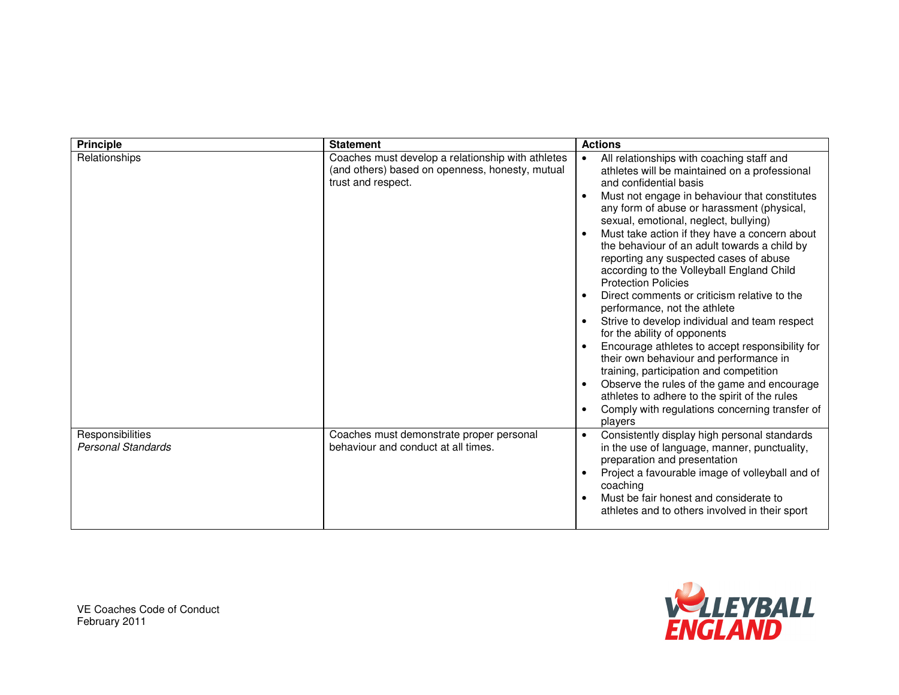| Principle | Statement | Actions |
|---|---|---|
| Relationships | Coaches must develop a relationship with athletes (and others) based on openness, honesty, mutual trust and respect. | • All relationships with coaching staff and athletes will be maintained on a professional and confidential basis<br>• Must not engage in behaviour that constitutes any form of abuse or harassment (physical, sexual, emotional, neglect, bullying)<br>• Must take action if they have a concern about the behaviour of an adult towards a child by reporting any suspected cases of abuse according to the Volleyball England Child Protection Policies<br>• Direct comments or criticism relative to the performance, not the athlete<br>• Strive to develop individual and team respect for the ability of opponents<br>• Encourage athletes to accept responsibility for their own behaviour and performance in training, participation and competition<br>• Observe the rules of the game and encourage athletes to adhere to the spirit of the rules<br>• Comply with regulations concerning transfer of players |
| Responsibilities<br>*Personal Standards* | Coaches must demonstrate proper personal behaviour and conduct at all times. | • Consistently display high personal standards in the use of language, manner, punctuality, preparation and presentation<br>• Project a favourable image of volleyball and of coaching<br>• Must be fair honest and considerate to athletes and to others involved in their sport |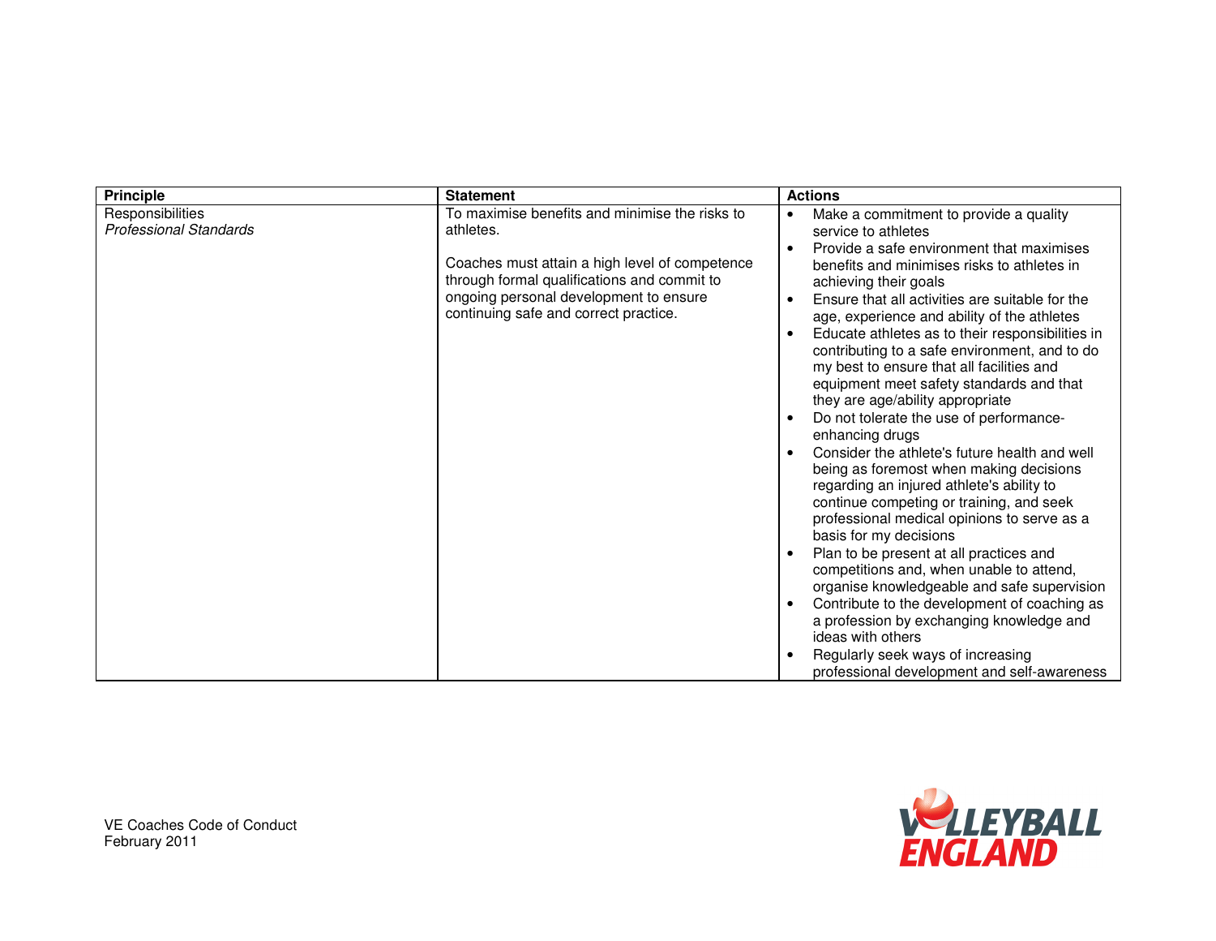| Principle | Statement | Actions |
|---|---|---|
| Responsibilities<br>*Professional Standards* | To maximise benefits and minimise the risks to athletes.<br><br>Coaches must attain a high level of competence through formal qualifications and commit to ongoing personal development to ensure continuing safe and correct practice. | • Make a commitment to provide a quality service to athletes<br>• Provide a safe environment that maximises benefits and minimises risks to athletes in achieving their goals<br>• Ensure that all activities are suitable for the age, experience and ability of the athletes<br>• Educate athletes as to their responsibilities in contributing to a safe environment, and to do my best to ensure that all facilities and equipment meet safety standards and that they are age/ability appropriate<br>• Do not tolerate the use of performance-enhancing drugs<br>• Consider the athlete's future health and well being as foremost when making decisions regarding an injured athlete's ability to continue competing or training, and seek professional medical opinions to serve as a basis for my decisions<br>• Plan to be present at all practices and competitions and, when unable to attend, organise knowledgeable and safe supervision<br>• Contribute to the development of coaching as a profession by exchanging knowledge and ideas with others<br>• Regularly seek ways of increasing professional development and self-awareness |

VE Coaches Code of Conduct
February 2011